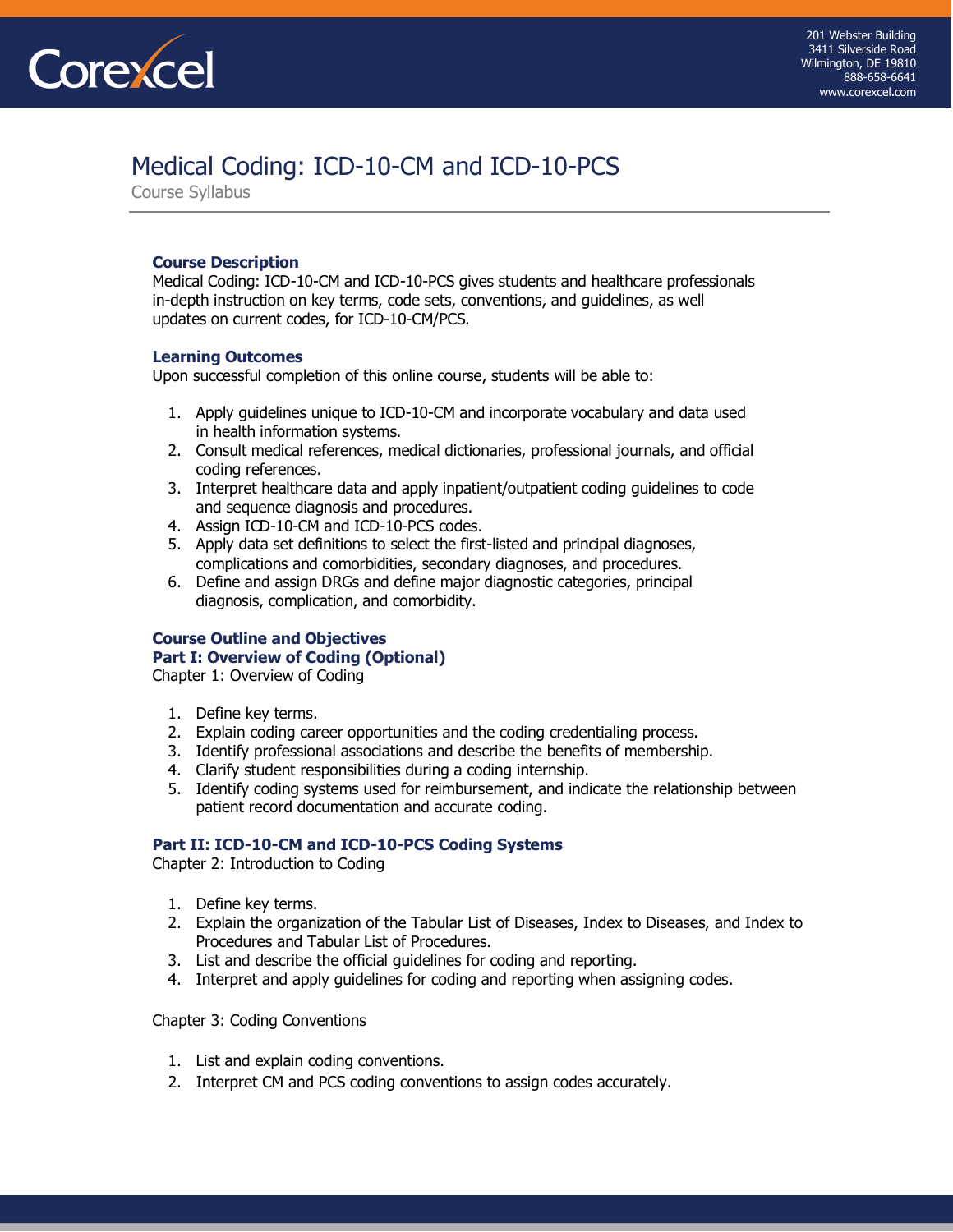# Medical Coding: ICD-10-CM and ICD-10-PCS

Course Syllabus

## Course Description

Medical Coding: ICD-10-CM and ICD-10-PCS gives students and healthcare professionals in-depth instruction on key terms, code sets, conventions, and guidelines, as well updates on current codes, for ICD-10-CM/PCS.

## Learning Outcomes

Upon successful completion of this online course, students will be able to:

1. Apply guidelines unique to ICD-10-CM and incorporate vocabulary and data used in health information systems.
2. Consult medical references, medical dictionaries, professional journals, and official coding references.
3. Interpret healthcare data and apply inpatient/outpatient coding guidelines to code and sequence diagnosis and procedures.
4. Assign ICD-10-CM and ICD-10-PCS codes.
5. Apply data set definitions to select the first-listed and principal diagnoses, complications and comorbidities, secondary diagnoses, and procedures.
6. Define and assign DRGs and define major diagnostic categories, principal diagnosis, complication, and comorbidity.

## Course Outline and Objectives

### Part I: Overview of Coding (Optional)

Chapter 1: Overview of Coding

1. Define key terms.
2. Explain coding career opportunities and the coding credentialing process.
3. Identify professional associations and describe the benefits of membership.
4. Clarify student responsibilities during a coding internship.
5. Identify coding systems used for reimbursement, and indicate the relationship between patient record documentation and accurate coding.

### Part II: ICD-10-CM and ICD-10-PCS Coding Systems

Chapter 2: Introduction to Coding

1. Define key terms.
2. Explain the organization of the Tabular List of Diseases, Index to Diseases, and Index to Procedures and Tabular List of Procedures.
3. List and describe the official guidelines for coding and reporting.
4. Interpret and apply guidelines for coding and reporting when assigning codes.

Chapter 3: Coding Conventions

1. List and explain coding conventions.
2. Interpret CM and PCS coding conventions to assign codes accurately.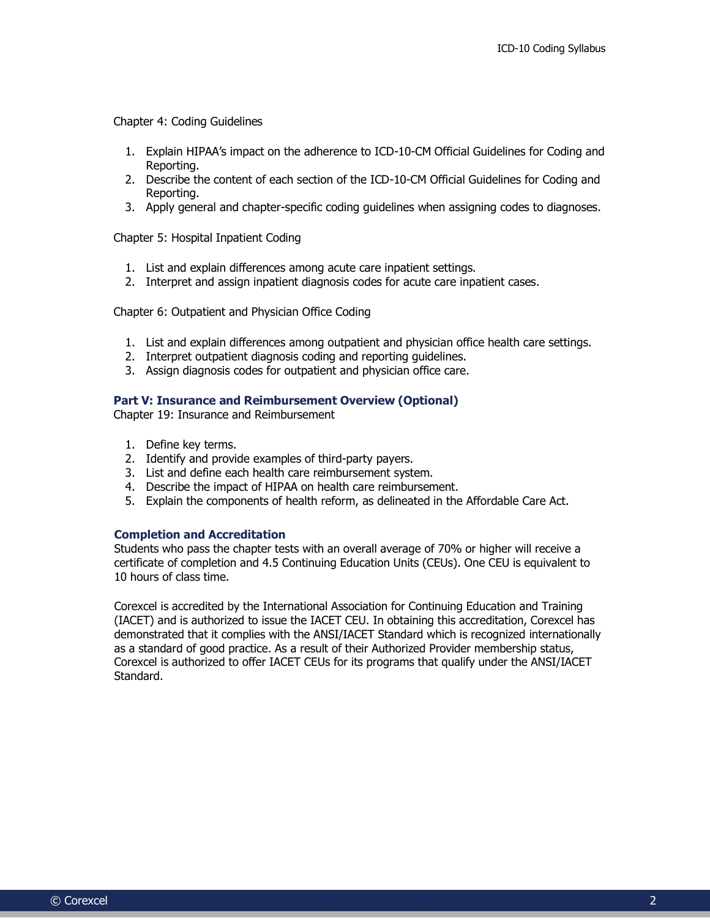Chapter 4: Coding Guidelines

1. Explain HIPAA's impact on the adherence to ICD-10-CM Official Guidelines for Coding and Reporting.
2. Describe the content of each section of the ICD-10-CM Official Guidelines for Coding and Reporting.
3. Apply general and chapter-specific coding guidelines when assigning codes to diagnoses.

Chapter 5: Hospital Inpatient Coding

1. List and explain differences among acute care inpatient settings.
2. Interpret and assign inpatient diagnosis codes for acute care inpatient cases.

Chapter 6: Outpatient and Physician Office Coding

1. List and explain differences among outpatient and physician office health care settings.
2. Interpret outpatient diagnosis coding and reporting guidelines.
3. Assign diagnosis codes for outpatient and physician office care.

### Part V: Insurance and Reimbursement Overview (Optional)

Chapter 19: Insurance and Reimbursement

1. Define key terms.
2. Identify and provide examples of third-party payers.
3. List and define each health care reimbursement system.
4. Describe the impact of HIPAA on health care reimbursement.
5. Explain the components of health reform, as delineated in the Affordable Care Act.

### Completion and Accreditation

Students who pass the chapter tests with an overall average of 70% or higher will receive a certificate of completion and 4.5 Continuing Education Units (CEUs). One CEU is equivalent to 10 hours of class time.

Corexcel is accredited by the International Association for Continuing Education and Training (IACET) and is authorized to issue the IACET CEU. In obtaining this accreditation, Corexcel has demonstrated that it complies with the ANSI/IACET Standard which is recognized internationally as a standard of good practice. As a result of their Authorized Provider membership status, Corexcel is authorized to offer IACET CEUs for its programs that qualify under the ANSI/IACET Standard.